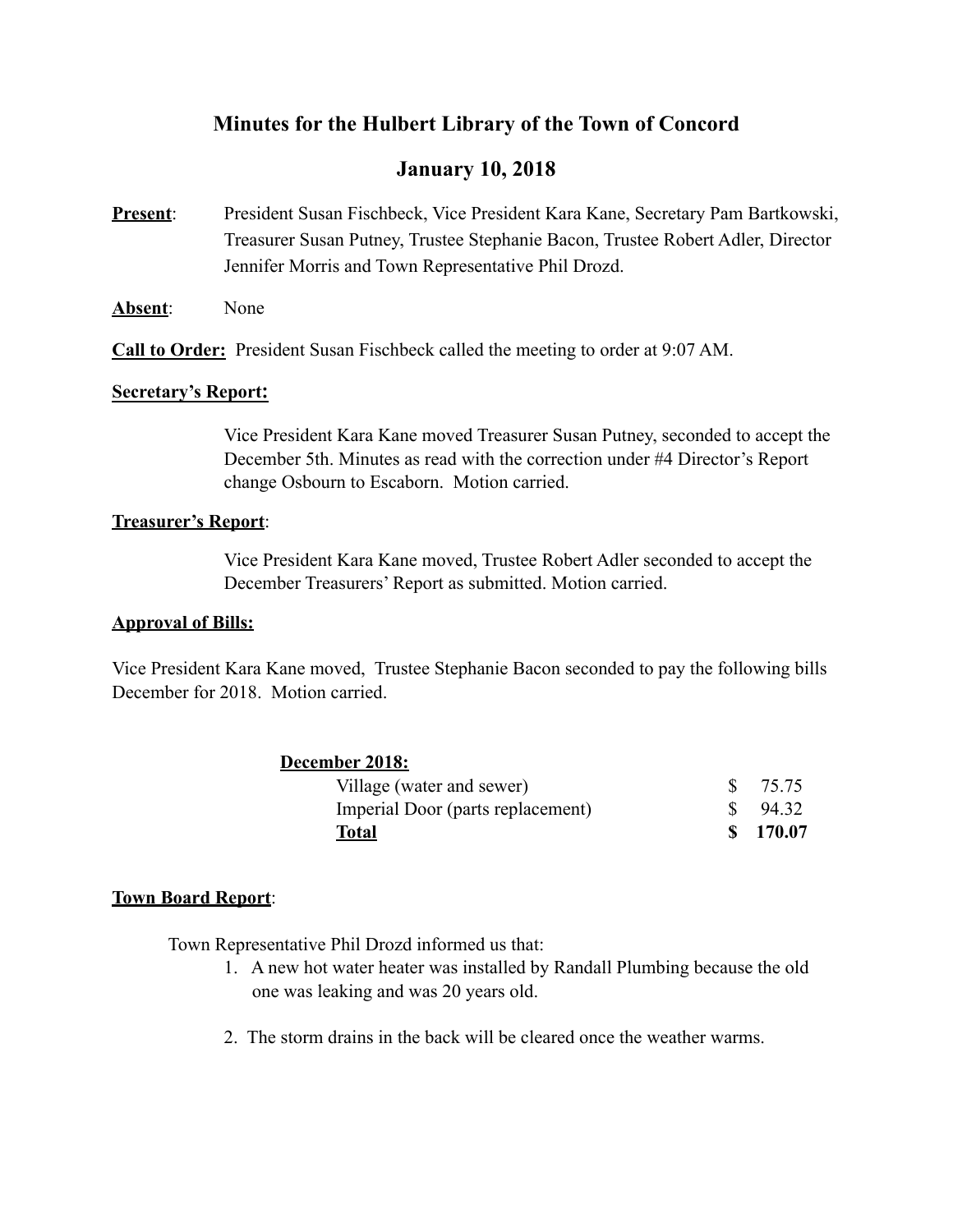# Minutes for the Hulbert Library of the Town of Concord

## January 10, 2018

**Present**: President Susan Fischbeck, Vice President Kara Kane, Secretary Pam Bartkowski, Treasurer Susan Putney, Trustee Stephanie Bacon, Trustee Robert Adler, Director Jennifer Morris and Town Representative Phil Drozd.

**Absent**: None

**Call to Order:** President Susan Fischbeck called the meeting to order at 9:07 AM.

**Secretary's Report:**

Vice President Kara Kane moved Treasurer Susan Putney, seconded to accept the December 5th. Minutes as read with the correction under #4 Director's Report change Osbourn to Escaborn. Motion carried.

**Treasurer's Report**:

Vice President Kara Kane moved, Trustee Robert Adler seconded to accept the December Treasurers' Report as submitted. Motion carried.

**Approval of Bills:**

Vice President Kara Kane moved, Trustee Stephanie Bacon seconded to pay the following bills December for 2018. Motion carried.

| **December 2018:** | |
|---|---|
| Village (water and sewer) | $ 75.75 |
| Imperial Door (parts replacement) | $ 94.32 |
| **Total** | **$ 170.07** |

**Town Board Report**:

Town Representative Phil Drozd informed us that:

1. A new hot water heater was installed by Randall Plumbing because the old one was leaking and was 20 years old.
2. The storm drains in the back will be cleared once the weather warms.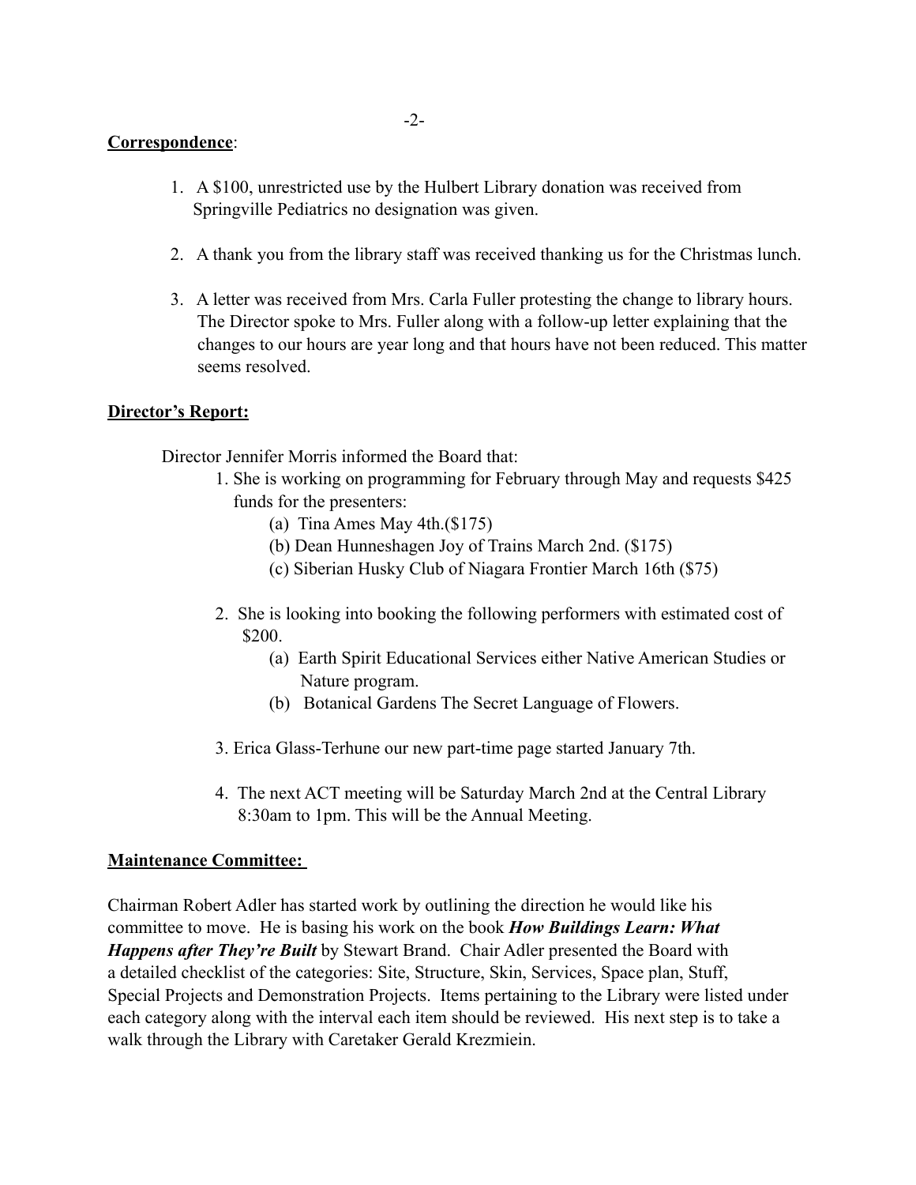**Correspondence**:

1. A $100, unrestricted use by the Hulbert Library donation was received from Springville Pediatrics no designation was given.

2. A thank you from the library staff was received thanking us for the Christmas lunch.

3. A letter was received from Mrs. Carla Fuller protesting the change to library hours. The Director spoke to Mrs. Fuller along with a follow-up letter explaining that the changes to our hours are year long and that hours have not been reduced. This matter seems resolved.

**Director's Report:**

Director Jennifer Morris informed the Board that:

1. She is working on programming for February through May and requests $425 funds for the presenters:
   - (a) Tina Ames May 4th.($175)
   - (b) Dean Hunneshagen Joy of Trains March 2nd. ($175)
   - (c) Siberian Husky Club of Niagara Frontier March 16th ($75)

2. She is looking into booking the following performers with estimated cost of $200.
   - (a) Earth Spirit Educational Services either Native American Studies or Nature program.
   - (b) Botanical Gardens The Secret Language of Flowers.

3. Erica Glass-Terhune our new part-time page started January 7th.

4. The next ACT meeting will be Saturday March 2nd at the Central Library 8:30am to 1pm. This will be the Annual Meeting.

**Maintenance Committee:**

Chairman Robert Adler has started work by outlining the direction he would like his committee to move. He is basing his work on the book ***How Buildings Learn: What Happens after They're Built*** by Stewart Brand. Chair Adler presented the Board with a detailed checklist of the categories: Site, Structure, Skin, Services, Space plan, Stuff, Special Projects and Demonstration Projects. Items pertaining to the Library were listed under each category along with the interval each item should be reviewed. His next step is to take a walk through the Library with Caretaker Gerald Krezmiein.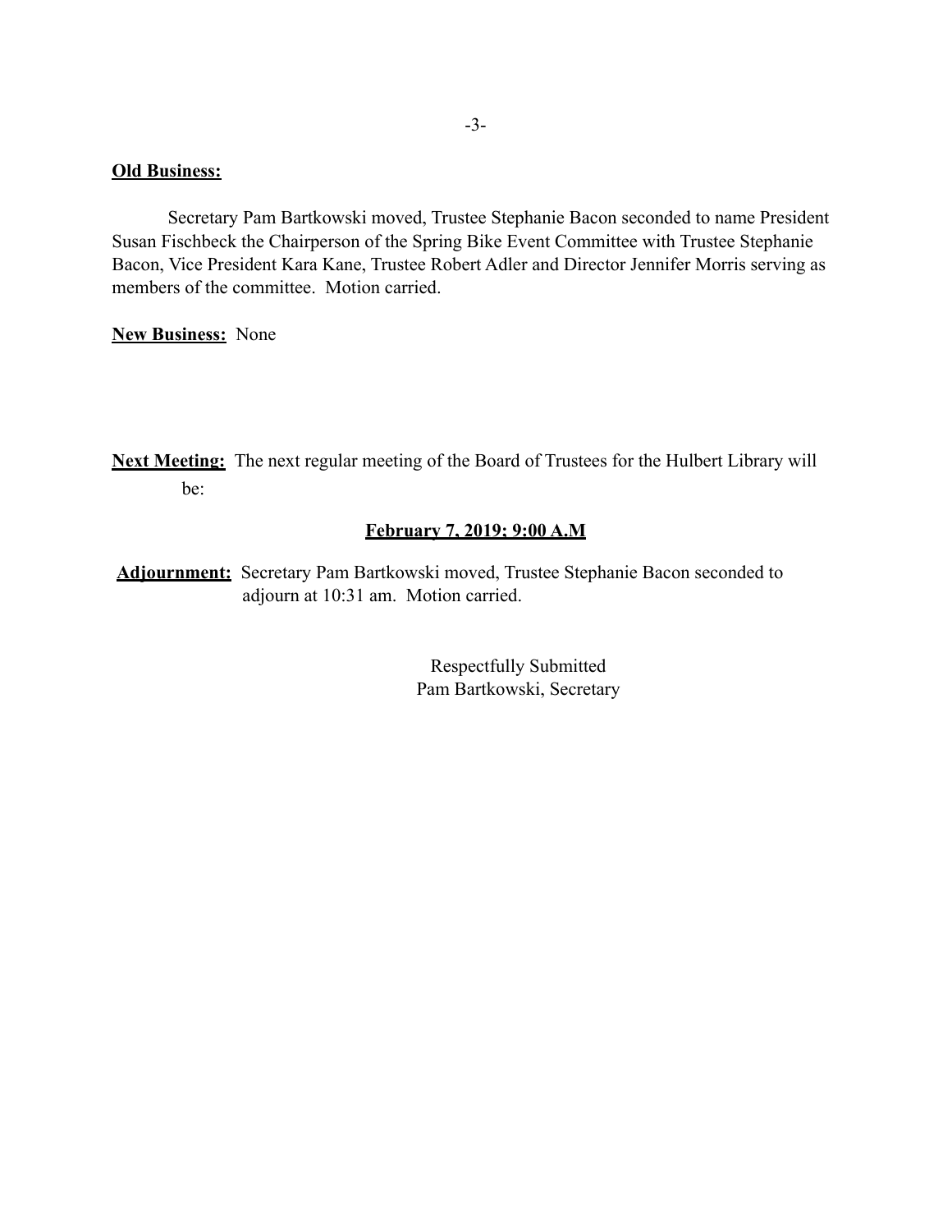**Old Business:**

Secretary Pam Bartkowski moved, Trustee Stephanie Bacon seconded to name President Susan Fischbeck the Chairperson of the Spring Bike Event Committee with Trustee Stephanie Bacon, Vice President Kara Kane, Trustee Robert Adler and Director Jennifer Morris serving as members of the committee. Motion carried.

**New Business:** None

**Next Meeting:** The next regular meeting of the Board of Trustees for the Hulbert Library will be:

**February 7, 2019; 9:00 A.M**

**Adjournment:** Secretary Pam Bartkowski moved, Trustee Stephanie Bacon seconded to adjourn at 10:31 am. Motion carried.

Respectfully Submitted
Pam Bartkowski, Secretary